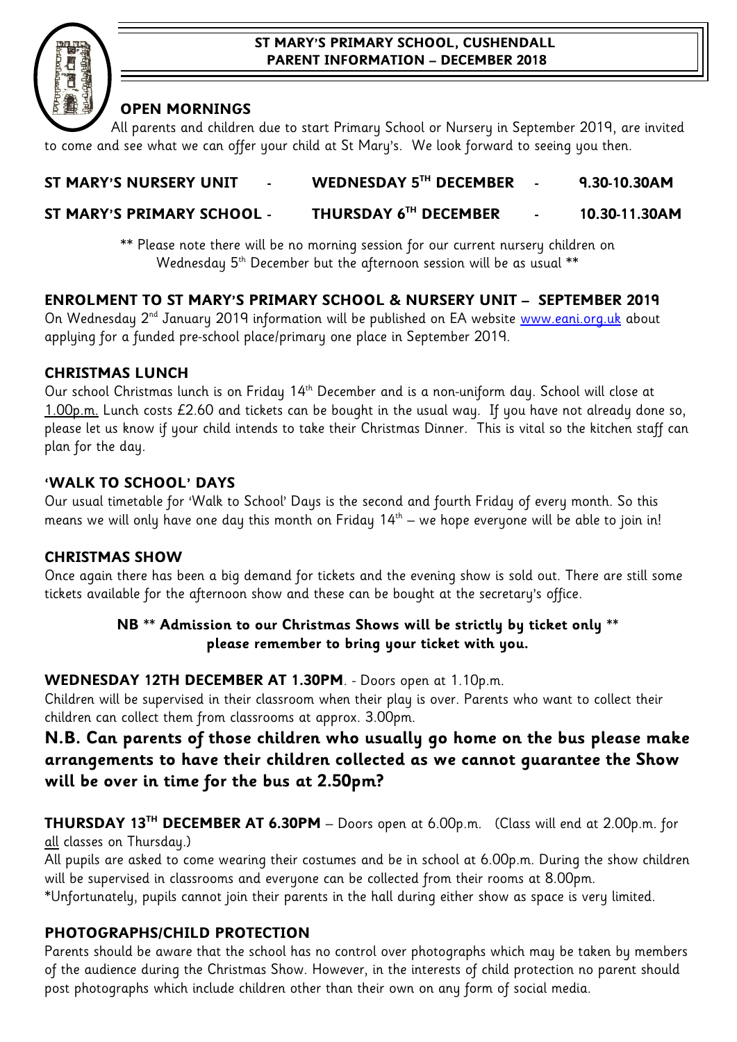**ST MARY'S PRIMARY SCHOOL, CUSHENDALL**
**PARENT INFORMATION – DECEMBER 2018**

## OPEN MORNINGS

All parents and children due to start Primary School or Nursery in September 2019, are invited to come and see what we can offer your child at St Mary's. We look forward to seeing you then.

| | | |
|---|---|---|
| **ST MARY'S NURSERY UNIT** - | **WEDNESDAY 5TH DECEMBER** - | **9.30-10.30AM** |
| **ST MARY'S PRIMARY SCHOOL** - | **THURSDAY 6TH DECEMBER** - | **10.30-11.30AM** |

** Please note there will be no morning session for our current nursery children on Wednesday 5th December but the afternoon session will be as usual **

## ENROLMENT TO ST MARY'S PRIMARY SCHOOL & NURSERY UNIT – SEPTEMBER 2019

On Wednesday 2nd January 2019 information will be published on EA website www.eani.org.uk about applying for a funded pre-school place/primary one place in September 2019.

## CHRISTMAS LUNCH

Our school Christmas lunch is on Friday 14th December and is a non-uniform day. School will close at 1.00p.m. Lunch costs £2.60 and tickets can be bought in the usual way. If you have not already done so, please let us know if your child intends to take their Christmas Dinner. This is vital so the kitchen staff can plan for the day.

## 'WALK TO SCHOOL' DAYS

Our usual timetable for 'Walk to School' Days is the second and fourth Friday of every month. So this means we will only have one day this month on Friday 14th – we hope everyone will be able to join in!

## CHRISTMAS SHOW

Once again there has been a big demand for tickets and the evening show is sold out. There are still some tickets available for the afternoon show and these can be bought at the secretary's office.

**NB ** Admission to our Christmas Shows will be strictly by ticket only ****
**please remember to bring your ticket with you.**

**WEDNESDAY 12TH DECEMBER AT 1.30PM**. - Doors open at 1.10p.m.
Children will be supervised in their classroom when their play is over. Parents who want to collect their children can collect them from classrooms at approx. 3.00pm.

**N.B. Can parents of those children who usually go home on the bus please make arrangements to have their children collected as we cannot guarantee the Show will be over in time for the bus at 2.50pm?**

**THURSDAY 13TH DECEMBER AT 6.30PM** – Doors open at 6.00p.m. (Class will end at 2.00p.m. for all classes on Thursday.)
All pupils are asked to come wearing their costumes and be in school at 6.00p.m. During the show children will be supervised in classrooms and everyone can be collected from their rooms at 8.00pm.
*Unfortunately, pupils cannot join their parents in the hall during either show as space is very limited.

## PHOTOGRAPHS/CHILD PROTECTION

Parents should be aware that the school has no control over photographs which may be taken by members of the audience during the Christmas Show. However, in the interests of child protection no parent should post photographs which include children other than their own on any form of social media.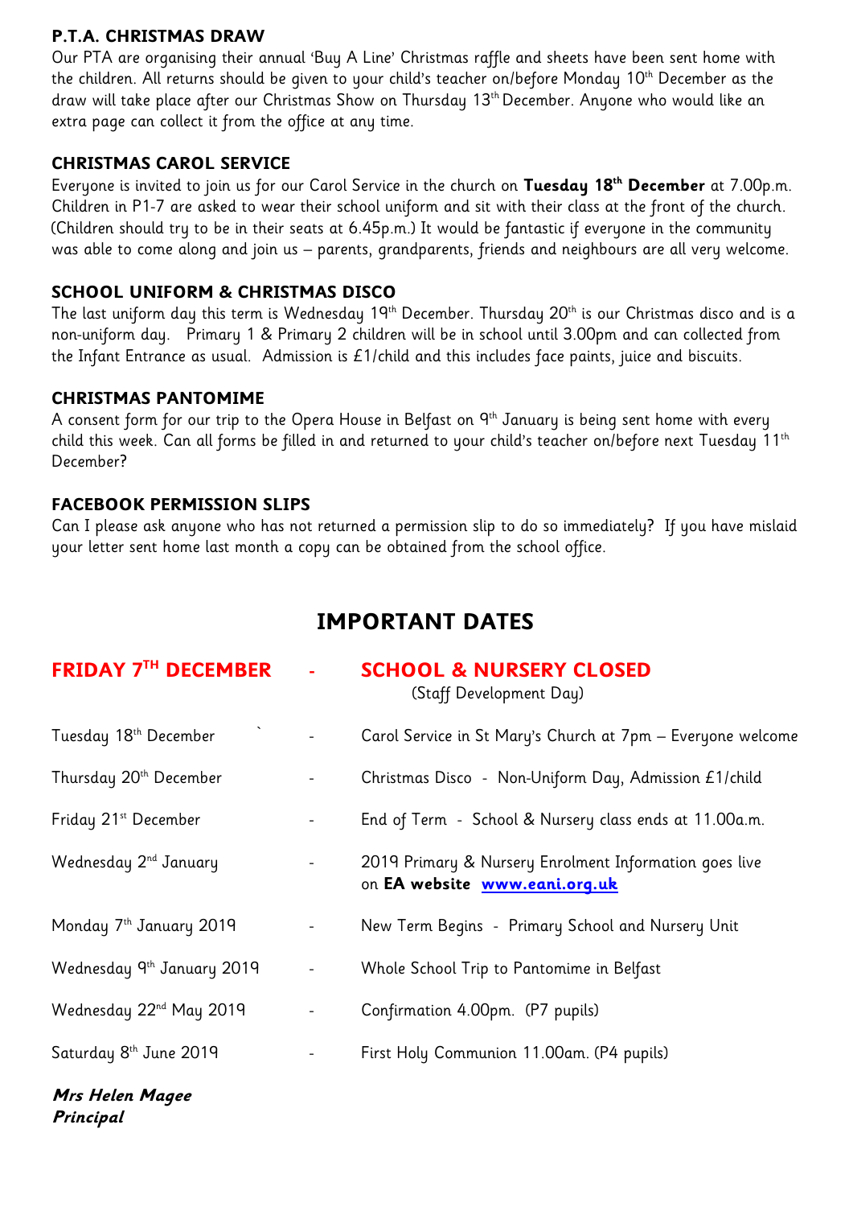### P.T.A. CHRISTMAS DRAW

Our PTA are organising their annual 'Buy A Line' Christmas raffle and sheets have been sent home with the children. All returns should be given to your child's teacher on/before Monday 10th December as the draw will take place after our Christmas Show on Thursday 13th December. Anyone who would like an extra page can collect it from the office at any time.

### CHRISTMAS CAROL SERVICE

Everyone is invited to join us for our Carol Service in the church on **Tuesday 18th December** at 7.00p.m. Children in P1-7 are asked to wear their school uniform and sit with their class at the front of the church. (Children should try to be in their seats at 6.45p.m.) It would be fantastic if everyone in the community was able to come along and join us – parents, grandparents, friends and neighbours are all very welcome.

### SCHOOL UNIFORM & CHRISTMAS DISCO

The last uniform day this term is Wednesday 19th December. Thursday 20th is our Christmas disco and is a non-uniform day. Primary 1 & Primary 2 children will be in school until 3.00pm and can collected from the Infant Entrance as usual. Admission is £1/child and this includes face paints, juice and biscuits.

### CHRISTMAS PANTOMIME

A consent form for our trip to the Opera House in Belfast on 9th January is being sent home with every child this week. Can all forms be filled in and returned to your child's teacher on/before next Tuesday 11th December?

### FACEBOOK PERMISSION SLIPS

Can I please ask anyone who has not returned a permission slip to do so immediately? If you have mislaid your letter sent home last month a copy can be obtained from the school office.

## IMPORTANT DATES

| | | |
|---|---|---|
| **FRIDAY 7TH DECEMBER** | - | **SCHOOL & NURSERY CLOSED** (Staff Development Day) |
| Tuesday 18th December | - | Carol Service in St Mary's Church at 7pm – Everyone welcome |
| Thursday 20th December | - | Christmas Disco - Non-Uniform Day, Admission £1/child |
| Friday 21st December | - | End of Term - School & Nursery class ends at 11.00a.m. |
| Wednesday 2nd January | - | 2019 Primary & Nursery Enrolment Information goes live on **EA website** **www.eani.org.uk** |
| Monday 7th January 2019 | - | New Term Begins - Primary School and Nursery Unit |
| Wednesday 9th January 2019 | - | Whole School Trip to Pantomime in Belfast |
| Wednesday 22nd May 2019 | - | Confirmation 4.00pm. (P7 pupils) |
| Saturday 8th June 2019 | - | First Holy Communion 11.00am. (P4 pupils) |

***Mrs Helen Magee***
***Principal***